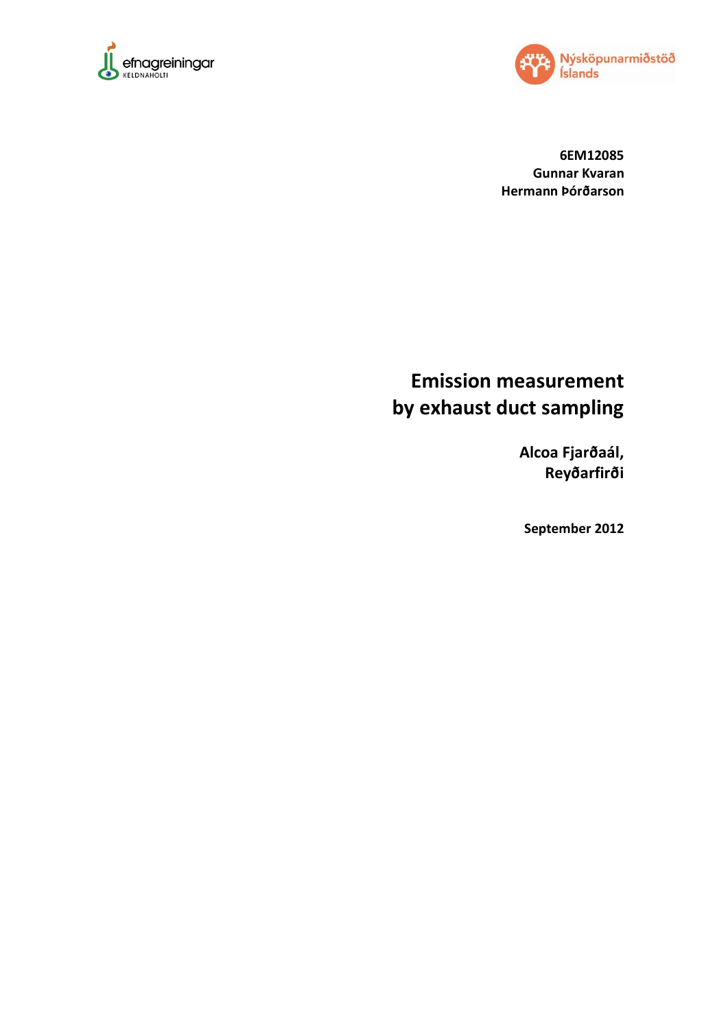efnagreiningar
KELDNAHOLTI

Nýsköpunarmiðstöð Íslands

**6EM12085**
**Gunnar Kvaran**
**Hermann Þórðarson**

# Emission measurement by exhaust duct sampling

**Alcoa Fjarðaál, Reyðarfirði**

**September 2012**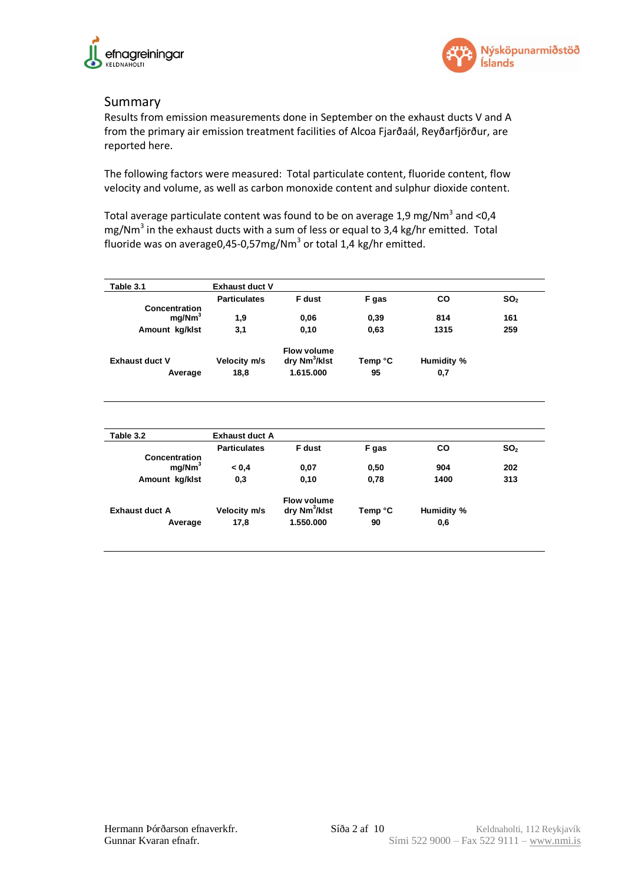## Summary

Results from emission measurements done in September on the exhaust ducts V and A from the primary air emission treatment facilities of Alcoa Fjarðaál, Reyðarfjörður, are reported here.

The following factors were measured: Total particulate content, fluoride content, flow velocity and volume, as well as carbon monoxide content and sulphur dioxide content.

Total average particulate content was found to be on average 1,9 mg/Nm$^3$ and <0,4 mg/Nm$^3$ in the exhaust ducts with a sum of less or equal to 3,4 kg/hr emitted. Total fluoride was on average0,45-0,57mg/Nm$^3$ or total 1,4 kg/hr emitted.

| Table 3.1 | Exhaust duct V | | | | |
|---|---|---|---|---|---|
| | Particulates | F dust | F gas | CO | $SO_2$ |
| Concentration mg/Nm$^3$ | 1,9 | 0,06 | 0,39 | 814 | 161 |
| Amount kg/klst | 3,1 | 0,10 | 0,63 | 1315 | 259 |
| Exhaust duct V | Velocity m/s | Flow volume dry Nm$^3$/klst | Temp °C | Humidity % | |
| Average | 18,8 | 1.615.000 | 95 | 0,7 | |

| Table 3.2 | Exhaust duct A | | | | |
|---|---|---|---|---|---|
| | Particulates | F dust | F gas | CO | $SO_2$ |
| Concentration mg/Nm$^3$ | < 0,4 | 0,07 | 0,50 | 904 | 202 |
| Amount kg/klst | 0,3 | 0,10 | 0,78 | 1400 | 313 |
| Exhaust duct A | Velocity m/s | Flow volume dry Nm$^3$/klst | Temp °C | Humidity % | |
| Average | 17,8 | 1.550.000 | 90 | 0,6 | |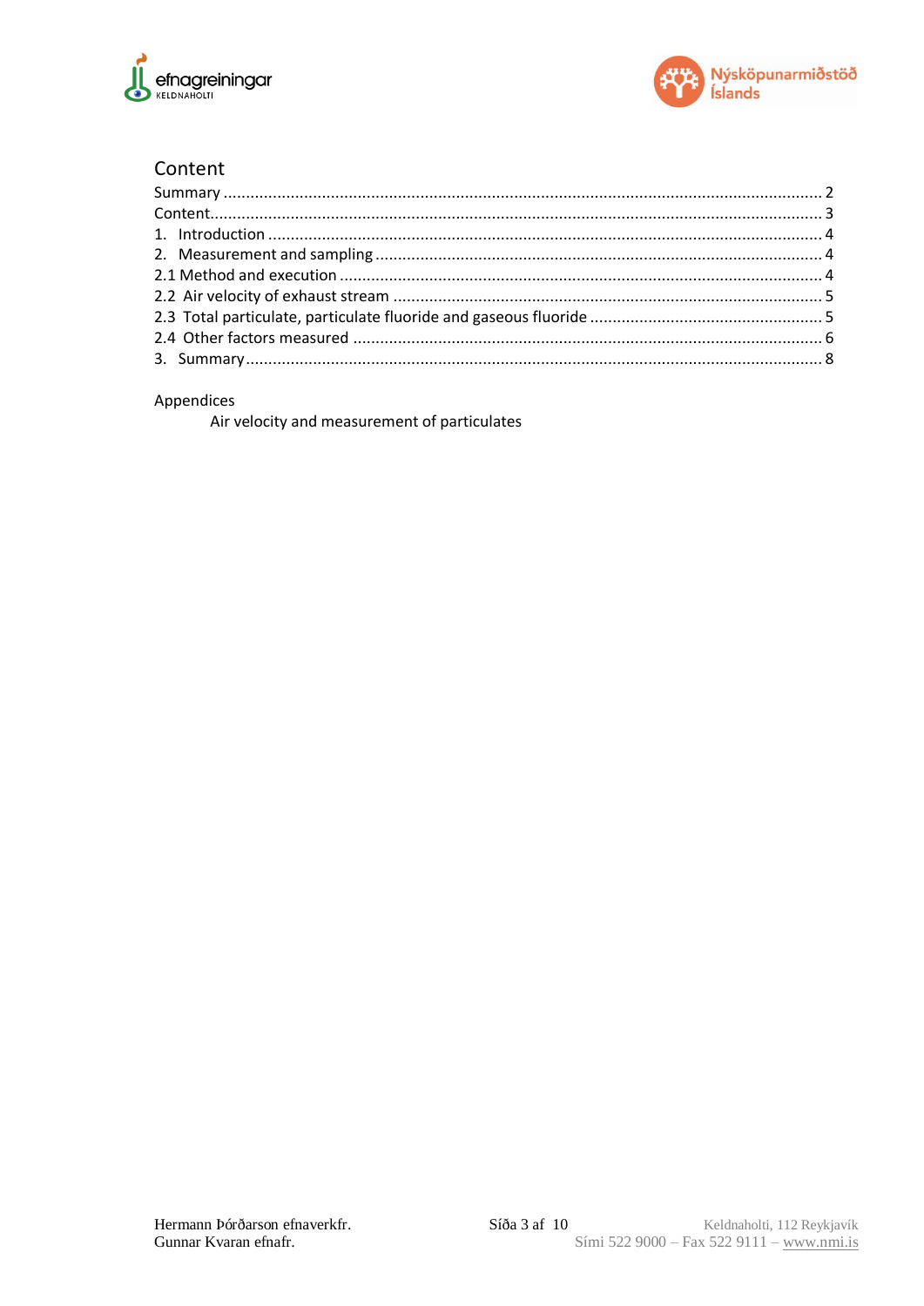## Content

| | |
|---|---|
| Summary | 2 |
| Content | 3 |
| 1. Introduction | 4 |
| 2. Measurement and sampling | 4 |
| 2.1 Method and execution | 4 |
| 2.2 Air velocity of exhaust stream | 5 |
| 2.3 Total particulate, particulate fluoride and gaseous fluoride | 5 |
| 2.4 Other factors measured | 6 |
| 3. Summary | 8 |

Appendices

Air velocity and measurement of particulates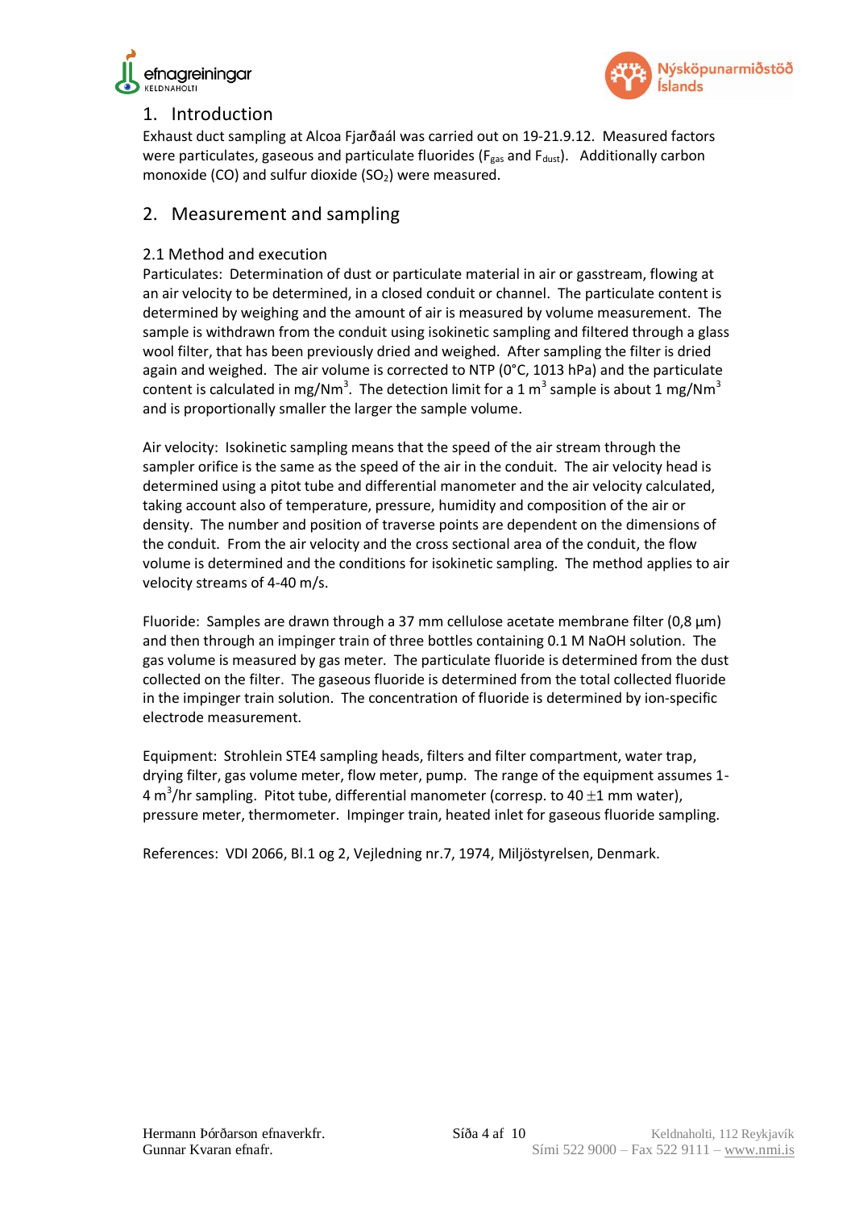## 1. Introduction

Exhaust duct sampling at Alcoa Fjarðaál was carried out on 19-21.9.12. Measured factors were particulates, gaseous and particulate fluorides ($F_{gas}$ and $F_{dust}$). Additionally carbon monoxide (CO) and sulfur dioxide ($SO_2$) were measured.

## 2. Measurement and sampling

### 2.1 Method and execution

Particulates: Determination of dust or particulate material in air or gasstream, flowing at an air velocity to be determined, in a closed conduit or channel. The particulate content is determined by weighing and the amount of air is measured by volume measurement. The sample is withdrawn from the conduit using isokinetic sampling and filtered through a glass wool filter, that has been previously dried and weighed. After sampling the filter is dried again and weighed. The air volume is corrected to NTP (0°C, 1013 hPa) and the particulate content is calculated in mg/Nm$^3$. The detection limit for a 1 m$^3$ sample is about 1 mg/Nm$^3$ and is proportionally smaller the larger the sample volume.

Air velocity: Isokinetic sampling means that the speed of the air stream through the sampler orifice is the same as the speed of the air in the conduit. The air velocity head is determined using a pitot tube and differential manometer and the air velocity calculated, taking account also of temperature, pressure, humidity and composition of the air or density. The number and position of traverse points are dependent on the dimensions of the conduit. From the air velocity and the cross sectional area of the conduit, the flow volume is determined and the conditions for isokinetic sampling. The method applies to air velocity streams of 4-40 m/s.

Fluoride: Samples are drawn through a 37 mm cellulose acetate membrane filter (0,8 µm) and then through an impinger train of three bottles containing 0.1 M NaOH solution. The gas volume is measured by gas meter. The particulate fluoride is determined from the dust collected on the filter. The gaseous fluoride is determined from the total collected fluoride in the impinger train solution. The concentration of fluoride is determined by ion-specific electrode measurement.

Equipment: Strohlein STE4 sampling heads, filters and filter compartment, water trap, drying filter, gas volume meter, flow meter, pump. The range of the equipment assumes 1-4 m$^3$/hr sampling. Pitot tube, differential manometer (corresp. to 40 $\pm$1 mm water), pressure meter, thermometer. Impinger train, heated inlet for gaseous fluoride sampling.

References: VDI 2066, Bl.1 og 2, Vejledning nr.7, 1974, Miljöstyrelsen, Denmark.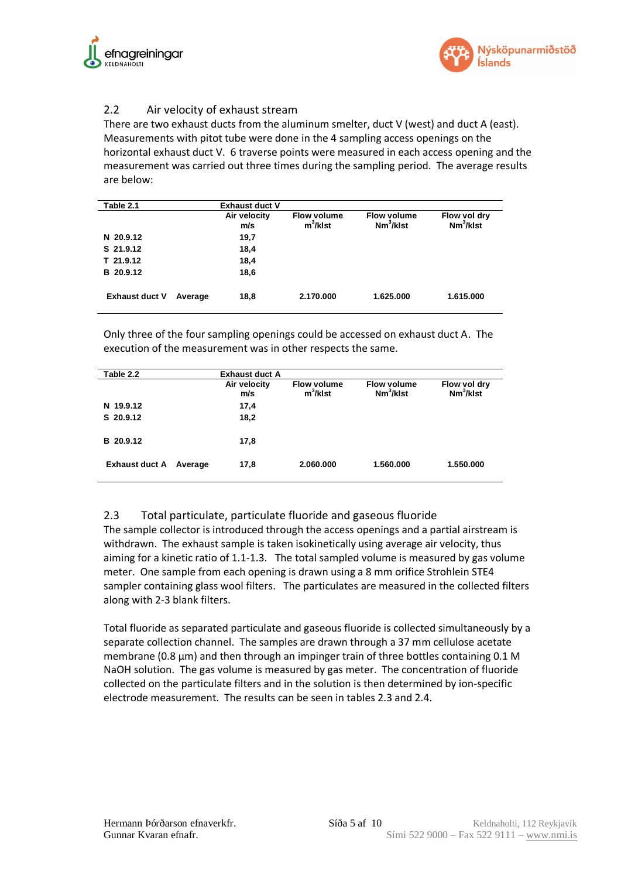## 2.2 Air velocity of exhaust stream

There are two exhaust ducts from the aluminum smelter, duct V (west) and duct A (east). Measurements with pitot tube were done in the 4 sampling access openings on the horizontal exhaust duct V. 6 traverse points were measured in each access opening and the measurement was carried out three times during the sampling period. The average results are below:

| Table 2.1 | | Exhaust duct V | | | |
|---|---|---|---|---|---|
| | | Air velocity m/s | Flow volume $m^3$/klst | Flow volume $Nm^3$/klst | Flow vol dry $Nm^3$/klst |
| N 20.9.12 | | 19,7 | | | |
| S 21.9.12 | | 18,4 | | | |
| T 21.9.12 | | 18,4 | | | |
| B 20.9.12 | | 18,6 | | | |
| Exhaust duct V | Average | 18,8 | 2.170.000 | 1.625.000 | 1.615.000 |

Only three of the four sampling openings could be accessed on exhaust duct A. The execution of the measurement was in other respects the same.

| Table 2.2 | | Exhaust duct A | | | |
|---|---|---|---|---|---|
| | | Air velocity m/s | Flow volume $m^3$/klst | Flow volume $Nm^3$/klst | Flow vol dry $Nm^3$/klst |
| N 19.9.12 | | 17,4 | | | |
| S 20.9.12 | | 18,2 | | | |
| B 20.9.12 | | 17,8 | | | |
| Exhaust duct A | Average | 17,8 | 2.060.000 | 1.560.000 | 1.550.000 |

## 2.3 Total particulate, particulate fluoride and gaseous fluoride

The sample collector is introduced through the access openings and a partial airstream is withdrawn. The exhaust sample is taken isokinetically using average air velocity, thus aiming for a kinetic ratio of 1.1-1.3. The total sampled volume is measured by gas volume meter. One sample from each opening is drawn using a 8 mm orifice Strohlein STE4 sampler containing glass wool filters. The particulates are measured in the collected filters along with 2-3 blank filters.

Total fluoride as separated particulate and gaseous fluoride is collected simultaneously by a separate collection channel. The samples are drawn through a 37 mm cellulose acetate membrane (0.8 µm) and then through an impinger train of three bottles containing 0.1 M NaOH solution. The gas volume is measured by gas meter. The concentration of fluoride collected on the particulate filters and in the solution is then determined by ion-specific electrode measurement. The results can be seen in tables 2.3 and 2.4.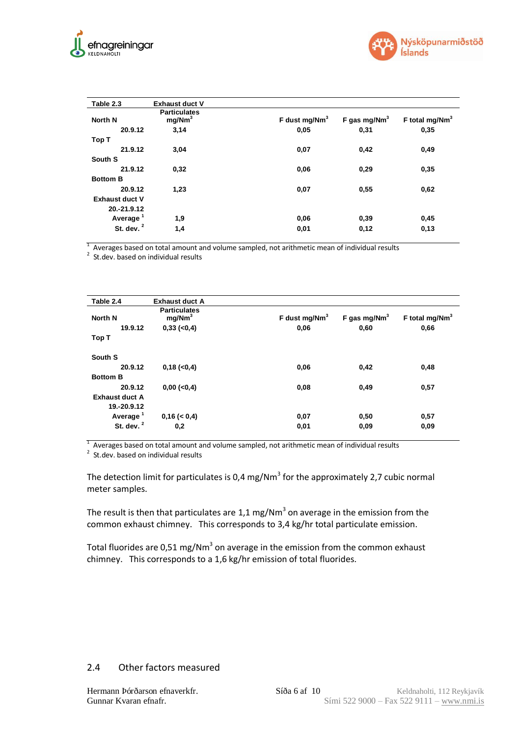| Table 2.3 | Exhaust duct V | | | |
|---|---|---|---|---|
| North N | Particulates mg/Nm³ | F dust mg/Nm³ | F gas mg/Nm³ | F total mg/Nm³ |
| 20.9.12 | 3,14 | 0,05 | 0,31 | 0,35 |
| Top T | | | | |
| 21.9.12 | 3,04 | 0,07 | 0,42 | 0,49 |
| South S | | | | |
| 21.9.12 | 0,32 | 0,06 | 0,29 | 0,35 |
| Bottom B | | | | |
| 20.9.12 | 1,23 | 0,07 | 0,55 | 0,62 |
| Exhaust duct V | | | | |
| 20.-21.9.12 | | | | |
| Average [1] | 1,9 | 0,06 | 0,39 | 0,45 |
| St. dev. [2] | 1,4 | 0,01 | 0,12 | 0,13 |

[1] Averages based on total amount and volume sampled, not arithmetic mean of individual results
[2] St.dev. based on individual results

| Table 2.4 | Exhaust duct A | | | |
|---|---|---|---|---|
| North N | Particulates mg/Nm³ | F dust mg/Nm³ | F gas mg/Nm³ | F total mg/Nm³ |
| 19.9.12 | 0,33 (<0,4) | 0,06 | 0,60 | 0,66 |
| Top T | | | | |
| South S | | | | |
| 20.9.12 | 0,18 (<0,4) | 0,06 | 0,42 | 0,48 |
| Bottom B | | | | |
| 20.9.12 | 0,00 (<0,4) | 0,08 | 0,49 | 0,57 |
| Exhaust duct A | | | | |
| 19.-20.9.12 | | | | |
| Average [1] | 0,16 (< 0,4) | 0,07 | 0,50 | 0,57 |
| St. dev. [2] | 0,2 | 0,01 | 0,09 | 0,09 |

[1] Averages based on total amount and volume sampled, not arithmetic mean of individual results
[2] St.dev. based on individual results

The detection limit for particulates is 0,4 mg/Nm³ for the approximately 2,7 cubic normal meter samples.

The result is then that particulates are 1,1 mg/Nm³ on average in the emission from the common exhaust chimney. This corresponds to 3,4 kg/hr total particulate emission.

Total fluorides are 0,51 mg/Nm³ on average in the emission from the common exhaust chimney. This corresponds to a 1,6 kg/hr emission of total fluorides.

## 2.4 Other factors measured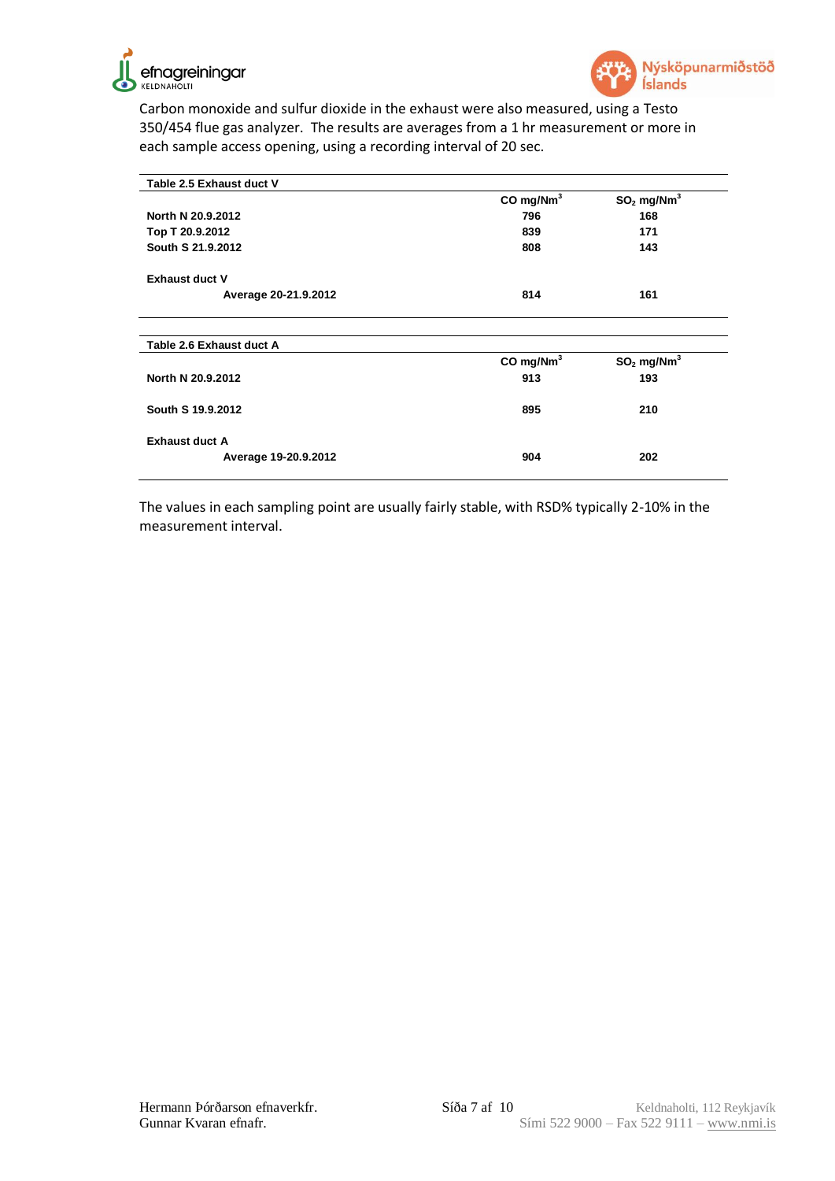Carbon monoxide and sulfur dioxide in the exhaust were also measured, using a Testo 350/454 flue gas analyzer. The results are averages from a 1 hr measurement or more in each sample access opening, using a recording interval of 20 sec.

**Table 2.5 Exhaust duct V**

| | CO mg/Nm$^3$ | $SO_2$ mg/Nm$^3$ |
|---|---|---|
| **North N 20.9.2012** | **796** | **168** |
| **Top T 20.9.2012** | **839** | **171** |
| **South S 21.9.2012** | **808** | **143** |
| **Exhaust duct V** | | |
| **Average 20-21.9.2012** | **814** | **161** |

**Table 2.6 Exhaust duct A**

| | CO mg/Nm$^3$ | $SO_2$ mg/Nm$^3$ |
|---|---|---|
| **North N 20.9.2012** | **913** | **193** |
| **South S 19.9.2012** | **895** | **210** |
| **Exhaust duct A** | | |
| **Average 19-20.9.2012** | **904** | **202** |

The values in each sampling point are usually fairly stable, with RSD% typically 2-10% in the measurement interval.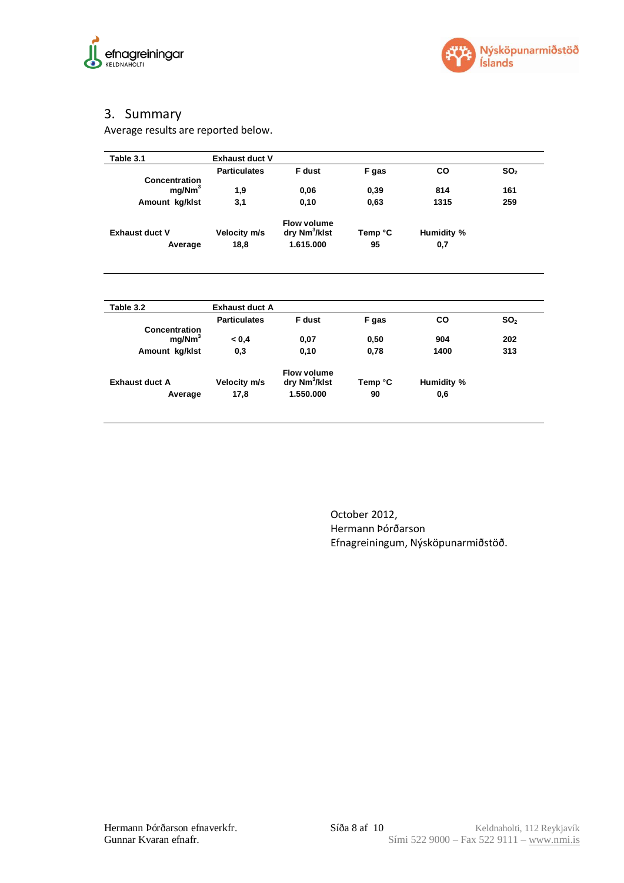## 3. Summary

Average results are reported below.

| Table 3.1 | Exhaust duct V | | | | |
|---|---|---|---|---|---|
| | Particulates | F dust | F gas | CO | $SO_2$ |
| Concentration mg/Nm$^3$ | 1,9 | 0,06 | 0,39 | 814 | 161 |
| Amount kg/klst | 3,1 | 0,10 | 0,63 | 1315 | 259 |
| Exhaust duct V | Velocity m/s | Flow volume dry Nm$^3$/klst | Temp °C | Humidity % | |
| Average | 18,8 | 1.615.000 | 95 | 0,7 | |

| Table 3.2 | Exhaust duct A | | | | |
|---|---|---|---|---|---|
| | Particulates | F dust | F gas | CO | $SO_2$ |
| Concentration mg/Nm$^3$ | < 0,4 | 0,07 | 0,50 | 904 | 202 |
| Amount kg/klst | 0,3 | 0,10 | 0,78 | 1400 | 313 |
| Exhaust duct A | Velocity m/s | Flow volume dry Nm$^3$/klst | Temp °C | Humidity % | |
| Average | 17,8 | 1.550.000 | 90 | 0,6 | |

October 2012,
Hermann Þórðarson
Efnagreiningum, Nýsköpunarmiðstöð.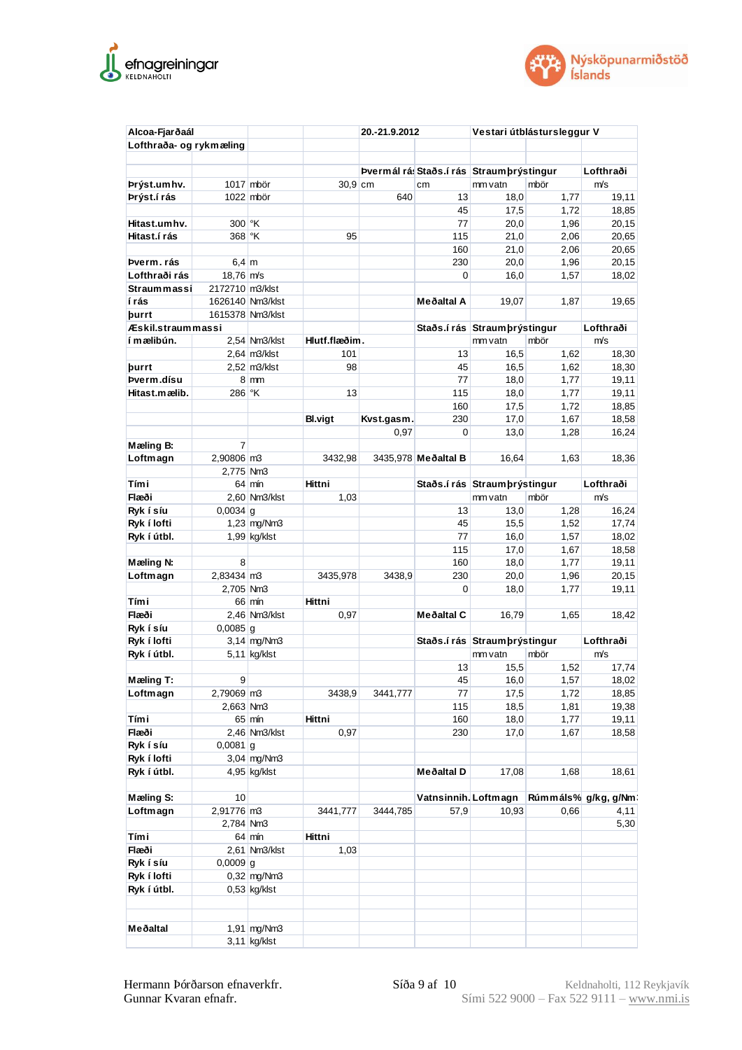| Alcoa-Fjarðaál | | | 20.-21.9.2012 | | Vestari útblástursleggur V | | | |
|---|---|---|---|---|---|---|---|---|
| Lofthraða- og rykmæling | | | | | | | | |
| | | | | | | | | |
| | | | Þvermál rá: | Staðs.í rás | Straumþrýstingur | | Lofthraði | |
| Þrýst.umhv. | 1017 | mbör | 30,9 | cm | cm | mm vatn | mbör | m/s |
| Þrýst.í rás | 1022 | mbör | | 640 | 13 | 18,0 | 1,77 | 19,11 |
| | | | | | 45 | 17,5 | 1,72 | 18,85 |
| Hitast.umhv. | 300 | °K | | | 77 | 20,0 | 1,96 | 20,15 |
| Hitast.í rás | 368 | °K | 95 | | 115 | 21,0 | 2,06 | 20,65 |
| | | | | | 160 | 21,0 | 2,06 | 20,65 |
| Þverm. rás | 6,4 | m | | | 230 | 20,0 | 1,96 | 20,15 |
| Lofthraði rás | 18,76 | m/s | | | 0 | 16,0 | 1,57 | 18,02 |
| Straummassi | 2172710 | m3/klst | | | | | | |
| í rás | 1626140 | Nm3/klst | | | Meðaltal A | 19,07 | 1,87 | 19,65 |
| þurrt | 1615378 | Nm3/klst | | | | | | |
| Æskil.straummassi | | | | | Staðs.í rás | Straumþrýstingur | | Lofthraði |
| í mælibún. | 2,54 | Nm3/klst | Hlutf.flæðim. | | | mm vatn | mbör | m/s |
| | 2,64 | m3/klst | 101 | | 13 | 16,5 | 1,62 | 18,30 |
| þurrt | 2,52 | m3/klst | 98 | | 45 | 16,5 | 1,62 | 18,30 |
| Þverm.dísu | 8 | mm | | | 77 | 18,0 | 1,77 | 19,11 |
| Hitast.mælib. | 286 | °K | 13 | | 115 | 18,0 | 1,77 | 19,11 |
| | | | | | 160 | 17,5 | 1,72 | 18,85 |
| | | | Bl.vigt | Kvst.gasm. | 230 | 17,0 | 1,67 | 18,58 |
| | | | | 0,97 | 0 | 13,0 | 1,28 | 16,24 |
| Mæling B: | 7 | | | | | | | |
| Loftmagn | 2,90806 | m3 | 3432,98 | 3435,978 | Meðaltal B | 16,64 | 1,63 | 18,36 |
| | 2,775 | Nm3 | | | | | | |
| Tími | 64 | mín | Hittni | | Staðs.í rás | Straumþrýstingur | | Lofthraði |
| Flæði | 2,60 | Nm3/klst | 1,03 | | | mm vatn | mbör | m/s |
| Ryk í síu | 0,0034 | g | | | 13 | 13,0 | 1,28 | 16,24 |
| Ryk í lofti | 1,23 | mg/Nm3 | | | 45 | 15,5 | 1,52 | 17,74 |
| Ryk í útbl. | 1,99 | kg/klst | | | 77 | 16,0 | 1,57 | 18,02 |
| | | | | | 115 | 17,0 | 1,67 | 18,58 |
| Mæling N: | 8 | | | | 160 | 18,0 | 1,77 | 19,11 |
| Loftmagn | 2,83434 | m3 | 3435,978 | 3438,9 | 230 | 20,0 | 1,96 | 20,15 |
| | 2,705 | Nm3 | | | 0 | 18,0 | 1,77 | 19,11 |
| Tími | 66 | mín | Hittni | | | | | |
| Flæði | 2,46 | Nm3/klst | 0,97 | | Meðaltal C | 16,79 | 1,65 | 18,42 |
| Ryk í síu | 0,0085 | g | | | | | | |
| Ryk í lofti | 3,14 | mg/Nm3 | | | Staðs.í rás | Straumþrýstingur | | Lofthraði |
| Ryk í útbl. | 5,11 | kg/klst | | | | mm vatn | mbör | m/s |
| | | | | | 13 | 15,5 | 1,52 | 17,74 |
| Mæling T: | 9 | | | | 45 | 16,0 | 1,57 | 18,02 |
| Loftmagn | 2,79069 | m3 | 3438,9 | 3441,777 | 77 | 17,5 | 1,72 | 18,85 |
| | 2,663 | Nm3 | | | 115 | 18,5 | 1,81 | 19,38 |
| Tími | 65 | mín | Hittni | | 160 | 18,0 | 1,77 | 19,11 |
| Flæði | 2,46 | Nm3/klst | 0,97 | | 230 | 17,0 | 1,67 | 18,58 |
| Ryk í síu | 0,0081 | g | | | | | | |
| Ryk í lofti | 3,04 | mg/Nm3 | | | | | | |
| Ryk í útbl. | 4,95 | kg/klst | | | Meðaltal D | 17,08 | 1,68 | 18,61 |
| | | | | | | | | |
| Mæling S: | 10 | | | | Vatnsinnih. | Loftmagn | Rúmmáls% | g/kg, g/Nm: |
| Loftmagn | 2,91776 | m3 | 3441,777 | 3444,785 | 57,9 | 10,93 | 0,66 | 4,11 |
| | 2,784 | Nm3 | | | | | | 5,30 |
| Tími | 64 | mín | Hittni | | | | | |
| Flæði | 2,61 | Nm3/klst | 1,03 | | | | | |
| Ryk í síu | 0,0009 | g | | | | | | |
| Ryk í lofti | 0,32 | mg/Nm3 | | | | | | |
| Ryk í útbl. | 0,53 | kg/klst | | | | | | |
| | | | | | | | | |
| | | | | | | | | |
| Meðaltal | 1,91 | mg/Nm3 | | | | | | |
| | 3,11 | kg/klst | | | | | | |

Hermann Þórðarson efnaverkfr.
Gunnar Kvaran efnafr.

Keldnaholti, 112 Reykjavík
Sími 522 9000 – Fax 522 9111 – www.nmi.is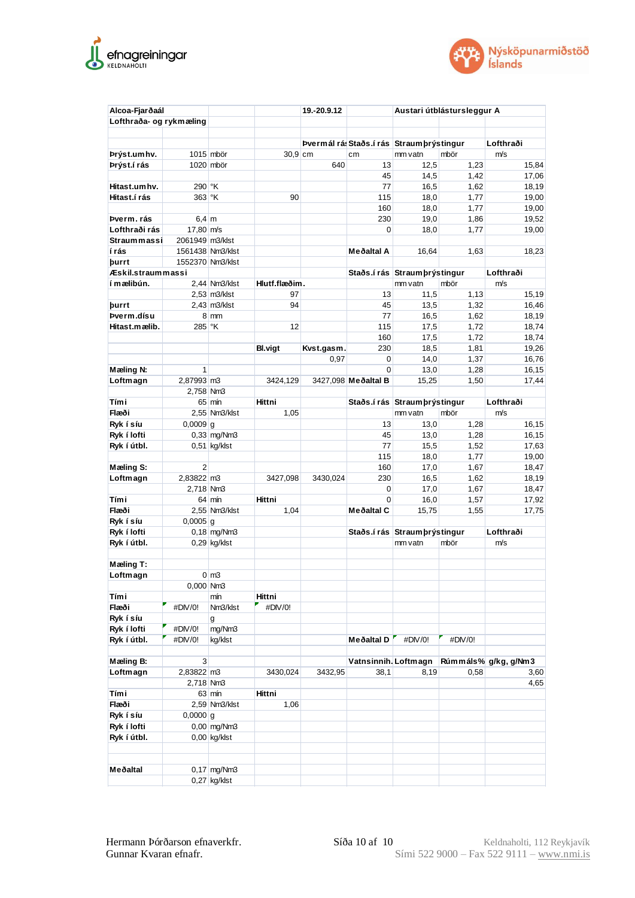| | | | | | | | | |
|---|---|---|---|---|---|---|---|---|
| **Alcoa-Fjarðaál** | | | | **19.-20.9.12** | | **Austari útblástursleggur A** | | |
| **Lofthraða- og rykmæling** | | | | | | | | |
| | | | | | | | | |
| | | | | **Þvermál rás** | **Staðs.í rás** | **Straumþrýstingur** | | **Lofthraði** |
| **Þrýst.umhv.** | 1015 | mbör | 30,9 | cm | cm | mm vatn | mbör | m/s |
| **Þrýst.í rás** | 1020 | mbör | | 640 | 13 | 12,5 | 1,23 | 15,84 |
| | | | | | 45 | 14,5 | 1,42 | 17,06 |
| **Hitast.umhv.** | 290 | °K | | | 77 | 16,5 | 1,62 | 18,19 |
| **Hitast.í rás** | 363 | °K | 90 | | 115 | 18,0 | 1,77 | 19,00 |
| | | | | | 160 | 18,0 | 1,77 | 19,00 |
| **Þverm. rás** | 6,4 | m | | | 230 | 19,0 | 1,86 | 19,52 |
| **Lofthraði rás** | 17,80 | m/s | | | 0 | 18,0 | 1,77 | 19,00 |
| **Straummassi** | 2061949 | m3/klst | | | | | | |
| **í rás** | 1561438 | Nm3/klst | | | **Meðaltal A** | 16,64 | 1,63 | 18,23 |
| **þurrt** | 1552370 | Nm3/klst | | | | | | |
| **Æskil.straummassi** | | | | | **Staðs.í rás** | **Straumþrýstingur** | | **Lofthraði** |
| **í mælibún.** | 2,44 | Nm3/klst | **Hlutf.flæðim.** | | | mm vatn | mbör | m/s |
| | 2,53 | m3/klst | 97 | | 13 | 11,5 | 1,13 | 15,19 |
| **þurrt** | 2,43 | m3/klst | 94 | | 45 | 13,5 | 1,32 | 16,46 |
| **Þverm.dísu** | 8 | mm | | | 77 | 16,5 | 1,62 | 18,19 |
| **Hitast.mælib.** | 285 | °K | 12 | | 115 | 17,5 | 1,72 | 18,74 |
| | | | | | 160 | 17,5 | 1,72 | 18,74 |
| | | | **Bl.vigt** | **Kvst.gasm.** | 230 | 18,5 | 1,81 | 19,26 |
| | | | | 0,97 | 0 | 14,0 | 1,37 | 16,76 |
| **Mæling N:** | 1 | | | | 0 | 13,0 | 1,28 | 16,15 |
| **Loftmagn** | 2,87993 | m3 | 3424,129 | 3427,098 | **Meðaltal B** | 15,25 | 1,50 | 17,44 |
| | 2,758 | Nm3 | | | | | | |
| **Tími** | 65 | min | **Hittni** | | **Staðs.í rás** | **Straumþrýstingur** | | **Lofthraði** |
| **Flæði** | 2,55 | Nm3/klst | 1,05 | | | mm vatn | mbör | m/s |
| **Ryk í síu** | 0,0009 | g | | | 13 | 13,0 | 1,28 | 16,15 |
| **Ryk í lofti** | 0,33 | mg/Nm3 | | | 45 | 13,0 | 1,28 | 16,15 |
| **Ryk í útbl.** | 0,51 | kg/klst | | | 77 | 15,5 | 1,52 | 17,63 |
| | | | | | 115 | 18,0 | 1,77 | 19,00 |
| **Mæling S:** | 2 | | | | 160 | 17,0 | 1,67 | 18,47 |
| **Loftmagn** | 2,83822 | m3 | 3427,098 | 3430,024 | 230 | 16,5 | 1,62 | 18,19 |
| | 2,718 | Nm3 | | | 0 | 17,0 | 1,67 | 18,47 |
| **Tími** | 64 | min | **Hittni** | | 0 | 16,0 | 1,57 | 17,92 |
| **Flæði** | 2,55 | Nm3/klst | 1,04 | | **Meðaltal C** | 15,75 | 1,55 | 17,75 |
| **Ryk í síu** | 0,0005 | g | | | | | | |
| **Ryk í lofti** | 0,18 | mg/Nm3 | | | **Staðs.í rás** | **Straumþrýstingur** | | **Lofthraði** |
| **Ryk í útbl.** | 0,29 | kg/klst | | | | mm vatn | mbör | m/s |
| | | | | | | | | |
| **Mæling T:** | | | | | | | | |
| **Loftmagn** | 0 | m3 | | | | | | |
| | 0,000 | Nm3 | | | | | | |
| **Tími** | | min | **Hittni** | | | | | |
| **Flæði** | #DIV/0! | Nm3/klst | #DIV/0! | | | | | |
| **Ryk í síu** | | g | | | | | | |
| **Ryk í lofti** | #DIV/0! | mg/Nm3 | | | | | | |
| **Ryk í útbl.** | #DIV/0! | kg/klst | | | **Meðaltal D** | #DIV/0! | #DIV/0! | |
| | | | | | | | | |
| **Mæling B:** | 3 | | | | **Vatnsinnih.** | **Loftmagn** | **Rúmmáls%** | **g/kg, g/Nm3** |
| **Loftmagn** | 2,83822 | m3 | 3430,024 | 3432,95 | 38,1 | 8,19 | 0,58 | 3,60 |
| | 2,718 | Nm3 | | | | | | 4,65 |
| **Tími** | 63 | min | **Hittni** | | | | | |
| **Flæði** | 2,59 | Nm3/klst | 1,06 | | | | | |
| **Ryk í síu** | 0,0000 | g | | | | | | |
| **Ryk í lofti** | 0,00 | mg/Nm3 | | | | | | |
| **Ryk í útbl.** | 0,00 | kg/klst | | | | | | |
| | | | | | | | | |
| | | | | | | | | |
| **Meðaltal** | 0,17 | mg/Nm3 | | | | | | |
| | 0,27 | kg/klst | | | | | | |